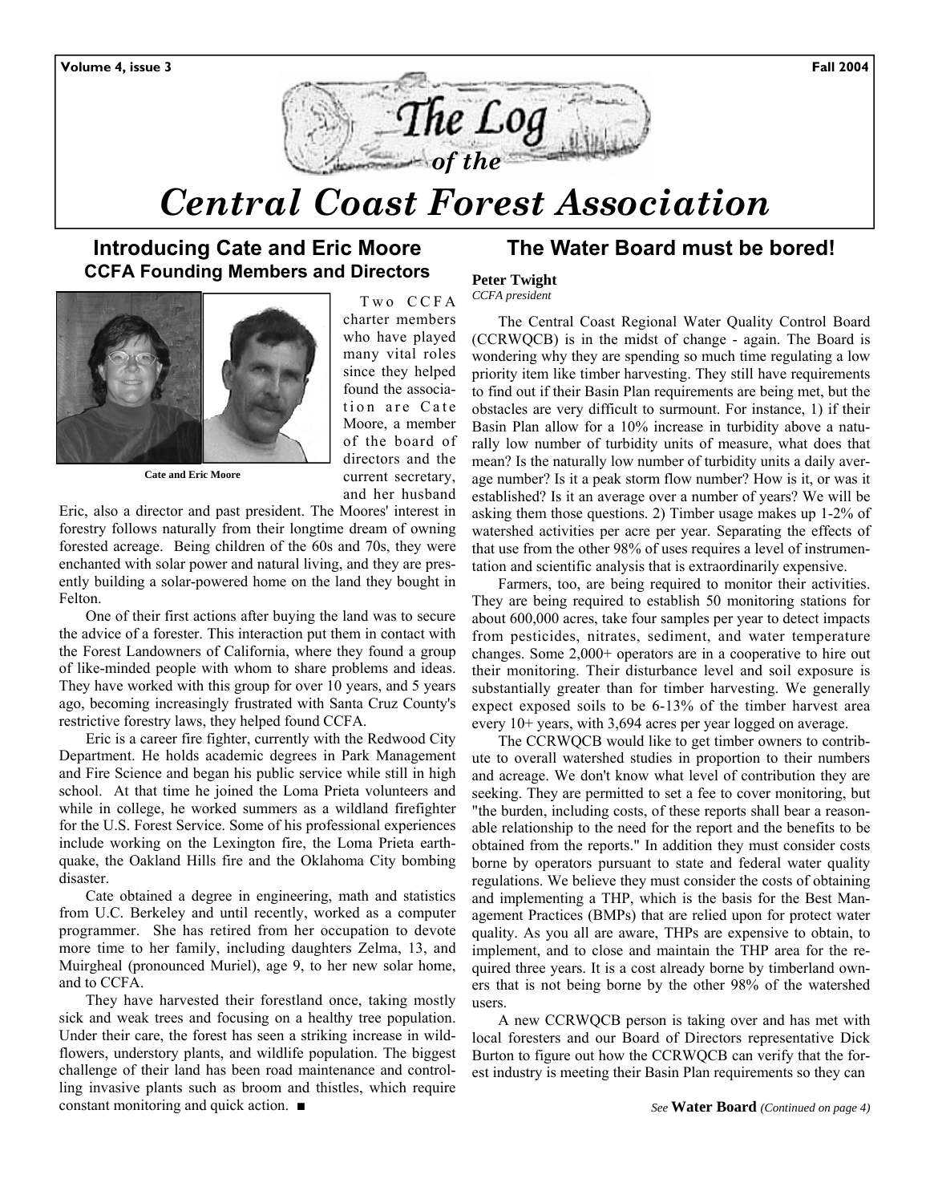# The Log of the Central Coast Forest Association

## Introducing Cate and Eric Moore
### CCFA Founding Members and Directors

Cate and Eric Moore

Two CCFA charter members who have played many vital roles since they helped found the association are Cate Moore, a member of the board of directors and the current secretary, and her husband Eric, also a director and past president. The Moores' interest in forestry follows naturally from their longtime dream of owning forested acreage. Being children of the 60s and 70s, they were enchanted with solar power and natural living, and they are presently building a solar-powered home on the land they bought in Felton.

One of their first actions after buying the land was to secure the advice of a forester. This interaction put them in contact with the Forest Landowners of California, where they found a group of like-minded people with whom to share problems and ideas. They have worked with this group for over 10 years, and 5 years ago, becoming increasingly frustrated with Santa Cruz County's restrictive forestry laws, they helped found CCFA.

Eric is a career fire fighter, currently with the Redwood City Department. He holds academic degrees in Park Management and Fire Science and began his public service while still in high school. At that time he joined the Loma Prieta volunteers and while in college, he worked summers as a wildland firefighter for the U.S. Forest Service. Some of his professional experiences include working on the Lexington fire, the Loma Prieta earthquake, the Oakland Hills fire and the Oklahoma City bombing disaster.

Cate obtained a degree in engineering, math and statistics from U.C. Berkeley and until recently, worked as a computer programmer. She has retired from her occupation to devote more time to her family, including daughters Zelma, 13, and Muirgheal (pronounced Muriel), age 9, to her new solar home, and to CCFA.

They have harvested their forestland once, taking mostly sick and weak trees and focusing on a healthy tree population. Under their care, the forest has seen a striking increase in wildflowers, understory plants, and wildlife population. The biggest challenge of their land has been road maintenance and controlling invasive plants such as broom and thistles, which require constant monitoring and quick action. ■

## The Water Board must be bored!

**Peter Twight**
*CCFA president*

The Central Coast Regional Water Quality Control Board (CCRWQCB) is in the midst of change - again. The Board is wondering why they are spending so much time regulating a low priority item like timber harvesting. They still have requirements to find out if their Basin Plan requirements are being met, but the obstacles are very difficult to surmount. For instance, 1) if their Basin Plan allow for a 10% increase in turbidity above a naturally low number of turbidity units of measure, what does that mean? Is the naturally low number of turbidity units a daily average number? Is it a peak storm flow number? How is it, or was it established? Is it an average over a number of years? We will be asking them those questions. 2) Timber usage makes up 1-2% of watershed activities per acre per year. Separating the effects of that use from the other 98% of uses requires a level of instrumentation and scientific analysis that is extraordinarily expensive.

Farmers, too, are being required to monitor their activities. They are being required to establish 50 monitoring stations for about 600,000 acres, take four samples per year to detect impacts from pesticides, nitrates, sediment, and water temperature changes. Some 2,000+ operators are in a cooperative to hire out their monitoring. Their disturbance level and soil exposure is substantially greater than for timber harvesting. We generally expect exposed soils to be 6-13% of the timber harvest area every 10+ years, with 3,694 acres per year logged on average.

The CCRWQCB would like to get timber owners to contribute to overall watershed studies in proportion to their numbers and acreage. We don't know what level of contribution they are seeking. They are permitted to set a fee to cover monitoring, but "the burden, including costs, of these reports shall bear a reasonable relationship to the need for the report and the benefits to be obtained from the reports." In addition they must consider costs borne by operators pursuant to state and federal water quality regulations. We believe they must consider the costs of obtaining and implementing a THP, which is the basis for the Best Management Practices (BMPs) that are relied upon for protect water quality. As you all are aware, THPs are expensive to obtain, to implement, and to close and maintain the THP area for the required three years. It is a cost already borne by timberland owners that is not being borne by the other 98% of the watershed users.

A new CCRWQCB person is taking over and has met with local foresters and our Board of Directors representative Dick Burton to figure out how the CCRWQCB can verify that the forest industry is meeting their Basin Plan requirements so they can

*See* **Water Board** *(Continued on page 4)*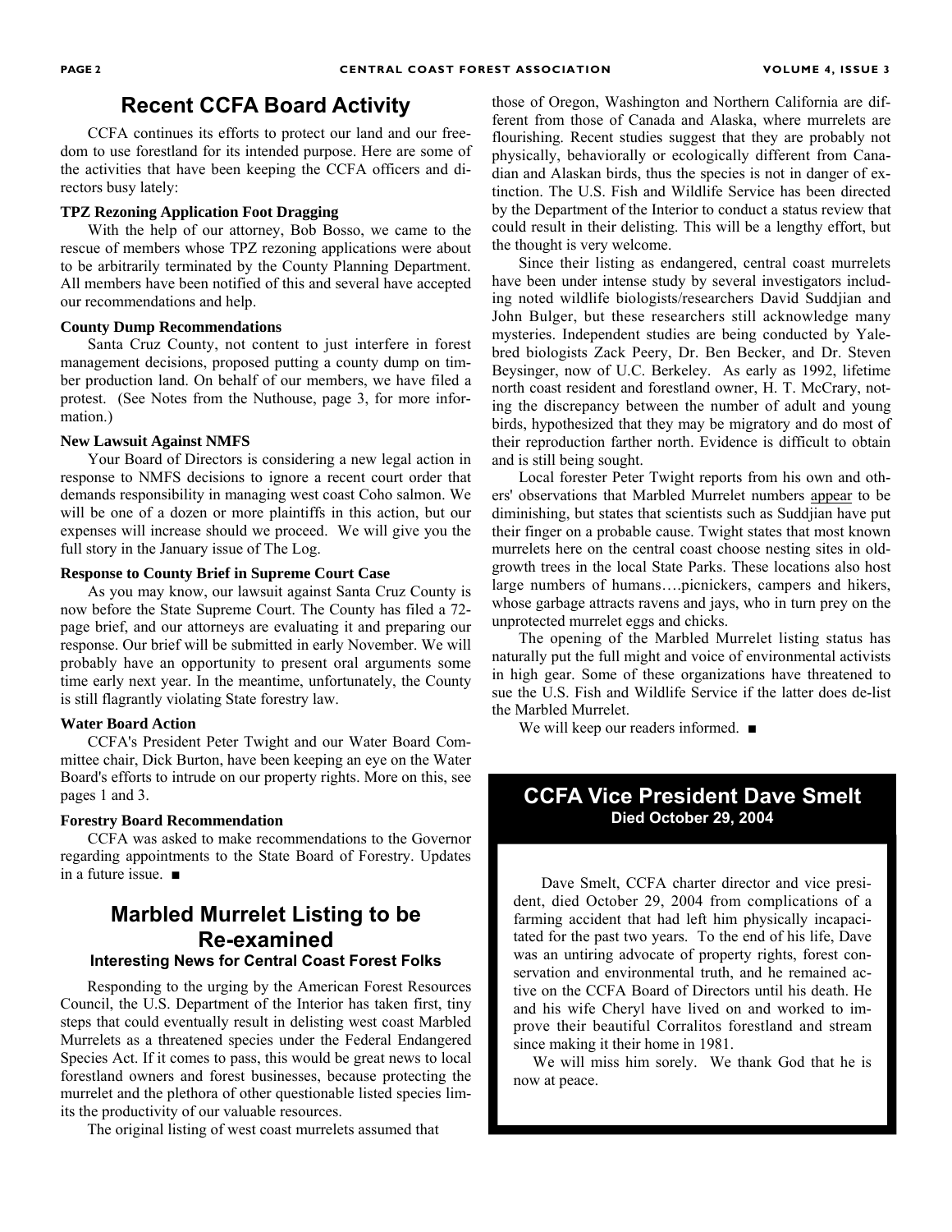## Recent CCFA Board Activity

CCFA continues its efforts to protect our land and our freedom to use forestland for its intended purpose. Here are some of the activities that have been keeping the CCFA officers and directors busy lately:

### TPZ Rezoning Application Foot Dragging

With the help of our attorney, Bob Bosso, we came to the rescue of members whose TPZ rezoning applications were about to be arbitrarily terminated by the County Planning Department. All members have been notified of this and several have accepted our recommendations and help.

### County Dump Recommendations

Santa Cruz County, not content to just interfere in forest management decisions, proposed putting a county dump on timber production land. On behalf of our members, we have filed a protest. (See Notes from the Nuthouse, page 3, for more information.)

### New Lawsuit Against NMFS

Your Board of Directors is considering a new legal action in response to NMFS decisions to ignore a recent court order that demands responsibility in managing west coast Coho salmon. We will be one of a dozen or more plaintiffs in this action, but our expenses will increase should we proceed. We will give you the full story in the January issue of The Log.

### Response to County Brief in Supreme Court Case

As you may know, our lawsuit against Santa Cruz County is now before the State Supreme Court. The County has filed a 72-page brief, and our attorneys are evaluating it and preparing our response. Our brief will be submitted in early November. We will probably have an opportunity to present oral arguments some time early next year. In the meantime, unfortunately, the County is still flagrantly violating State forestry law.

### Water Board Action

CCFA's President Peter Twight and our Water Board Committee chair, Dick Burton, have been keeping an eye on the Water Board's efforts to intrude on our property rights. More on this, see pages 1 and 3.

### Forestry Board Recommendation

CCFA was asked to make recommendations to the Governor regarding appointments to the State Board of Forestry. Updates in a future issue. ■

## Marbled Murrelet Listing to be Re-examined

#### Interesting News for Central Coast Forest Folks

Responding to the urging by the American Forest Resources Council, the U.S. Department of the Interior has taken first, tiny steps that could eventually result in delisting west coast Marbled Murrelets as a threatened species under the Federal Endangered Species Act. If it comes to pass, this would be great news to local forestland owners and forest businesses, because protecting the murrelet and the plethora of other questionable listed species limits the productivity of our valuable resources.

The original listing of west coast murrelets assumed that those of Oregon, Washington and Northern California are different from those of Canada and Alaska, where murrelets are flourishing. Recent studies suggest that they are probably not physically, behaviorally or ecologically different from Canadian and Alaskan birds, thus the species is not in danger of extinction. The U.S. Fish and Wildlife Service has been directed by the Department of the Interior to conduct a status review that could result in their delisting. This will be a lengthy effort, but the thought is very welcome.

Since their listing as endangered, central coast murrelets have been under intense study by several investigators including noted wildlife biologists/researchers David Suddjian and John Bulger, but these researchers still acknowledge many mysteries. Independent studies are being conducted by Yale-bred biologists Zack Peery, Dr. Ben Becker, and Dr. Steven Beysinger, now of U.C. Berkeley. As early as 1992, lifetime north coast resident and forestland owner, H. T. McCrary, noting the discrepancy between the number of adult and young birds, hypothesized that they may be migratory and do most of their reproduction farther north. Evidence is difficult to obtain and is still being sought.

Local forester Peter Twight reports from his own and others' observations that Marbled Murrelet numbers appear to be diminishing, but states that scientists such as Suddjian have put their finger on a probable cause. Twight states that most known murrelets here on the central coast choose nesting sites in old-growth trees in the local State Parks. These locations also host large numbers of humans….picnickers, campers and hikers, whose garbage attracts ravens and jays, who in turn prey on the unprotected murrelet eggs and chicks.

The opening of the Marbled Murrelet listing status has naturally put the full might and voice of environmental activists in high gear. Some of these organizations have threatened to sue the U.S. Fish and Wildlife Service if the latter does de-list the Marbled Murrelet.

We will keep our readers informed. ■

## CCFA Vice President Dave Smelt

**Died October 29, 2004**

Dave Smelt, CCFA charter director and vice president, died October 29, 2004 from complications of a farming accident that had left him physically incapacitated for the past two years. To the end of his life, Dave was an untiring advocate of property rights, forest conservation and environmental truth, and he remained active on the CCFA Board of Directors until his death. He and his wife Cheryl have lived on and worked to improve their beautiful Corralitos forestland and stream since making it their home in 1981.

We will miss him sorely. We thank God that he is now at peace.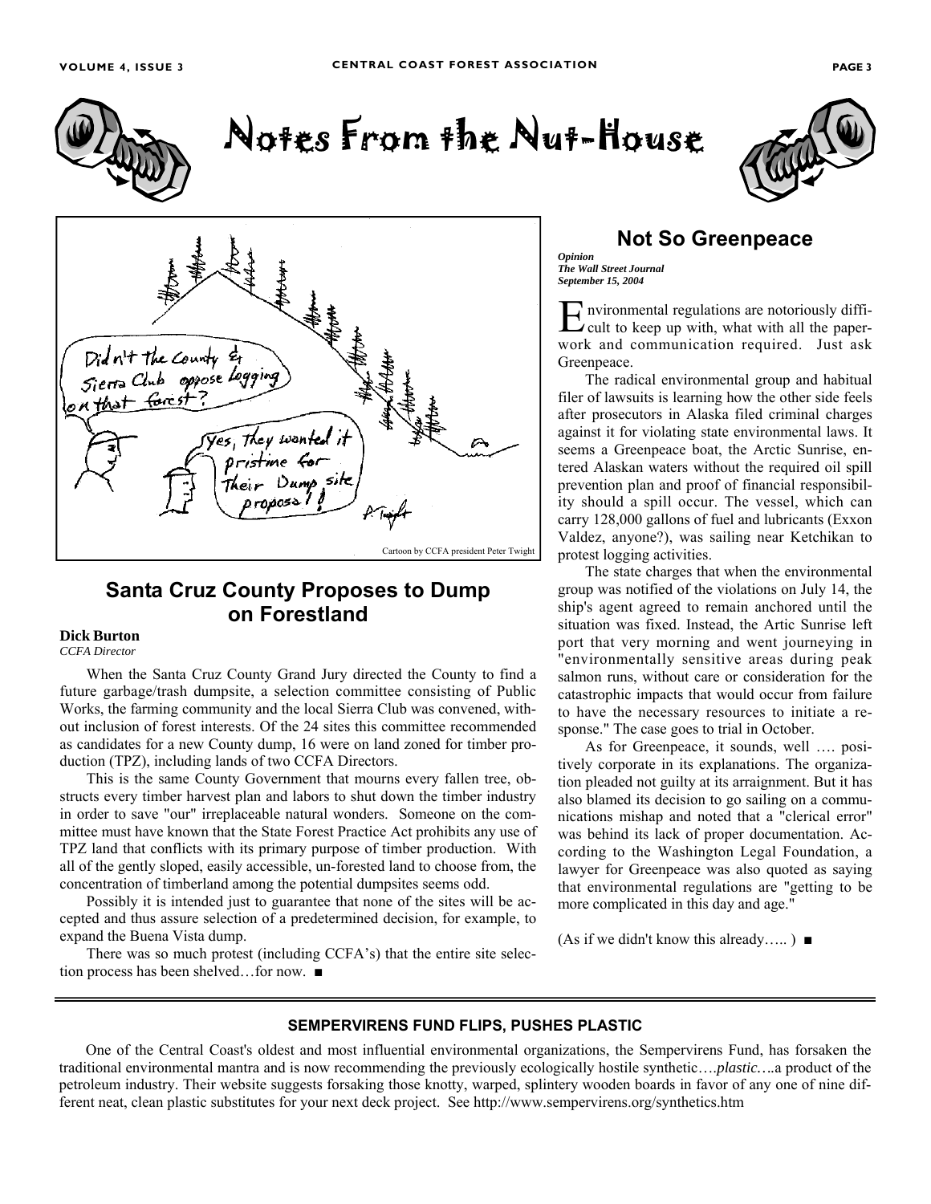# Notes From the Nut-House

Cartoon by CCFA president Peter Twight

## Santa Cruz County Proposes to Dump on Forestland

**Dick Burton**
*CCFA Director*

When the Santa Cruz County Grand Jury directed the County to find a future garbage/trash dumpsite, a selection committee consisting of Public Works, the farming community and the local Sierra Club was convened, without inclusion of forest interests. Of the 24 sites this committee recommended as candidates for a new County dump, 16 were on land zoned for timber production (TPZ), including lands of two CCFA Directors.

This is the same County Government that mourns every fallen tree, obstructs every timber harvest plan and labors to shut down the timber industry in order to save "our" irreplaceable natural wonders. Someone on the committee must have known that the State Forest Practice Act prohibits any use of TPZ land that conflicts with its primary purpose of timber production. With all of the gently sloped, easily accessible, un-forested land to choose from, the concentration of timberland among the potential dumpsites seems odd.

Possibly it is intended just to guarantee that none of the sites will be accepted and thus assure selection of a predetermined decision, for example, to expand the Buena Vista dump.

There was so much protest (including CCFA's) that the entire site selection process has been shelved…for now. ■

## Not So Greenpeace

***Opinion***
***The Wall Street Journal***
***September 15, 2004***

Environmental regulations are notoriously difficult to keep up with, what with all the paperwork and communication required. Just ask Greenpeace.

The radical environmental group and habitual filer of lawsuits is learning how the other side feels after prosecutors in Alaska filed criminal charges against it for violating state environmental laws. It seems a Greenpeace boat, the Arctic Sunrise, entered Alaskan waters without the required oil spill prevention plan and proof of financial responsibility should a spill occur. The vessel, which can carry 128,000 gallons of fuel and lubricants (Exxon Valdez, anyone?), was sailing near Ketchikan to protest logging activities.

The state charges that when the environmental group was notified of the violations on July 14, the ship's agent agreed to remain anchored until the situation was fixed. Instead, the Artic Sunrise left port that very morning and went journeying in "environmentally sensitive areas during peak salmon runs, without care or consideration for the catastrophic impacts that would occur from failure to have the necessary resources to initiate a response." The case goes to trial in October.

As for Greenpeace, it sounds, well …. positively corporate in its explanations. The organization pleaded not guilty at its arraignment. But it has also blamed its decision to go sailing on a communications mishap and noted that a "clerical error" was behind its lack of proper documentation. According to the Washington Legal Foundation, a lawyer for Greenpeace was also quoted as saying that environmental regulations are "getting to be more complicated in this day and age."

(As if we didn't know this already….. ) ■

---

### SEMPERVIRENS FUND FLIPS, PUSHES PLASTIC

One of the Central Coast's oldest and most influential environmental organizations, the Sempervirens Fund, has forsaken the traditional environmental mantra and is now recommending the previously ecologically hostile synthetic….*plastic*….a product of the petroleum industry. Their website suggests forsaking those knotty, warped, splintery wooden boards in favor of any one of nine different neat, clean plastic substitutes for your next deck project. See http://www.sempervirens.org/synthetics.htm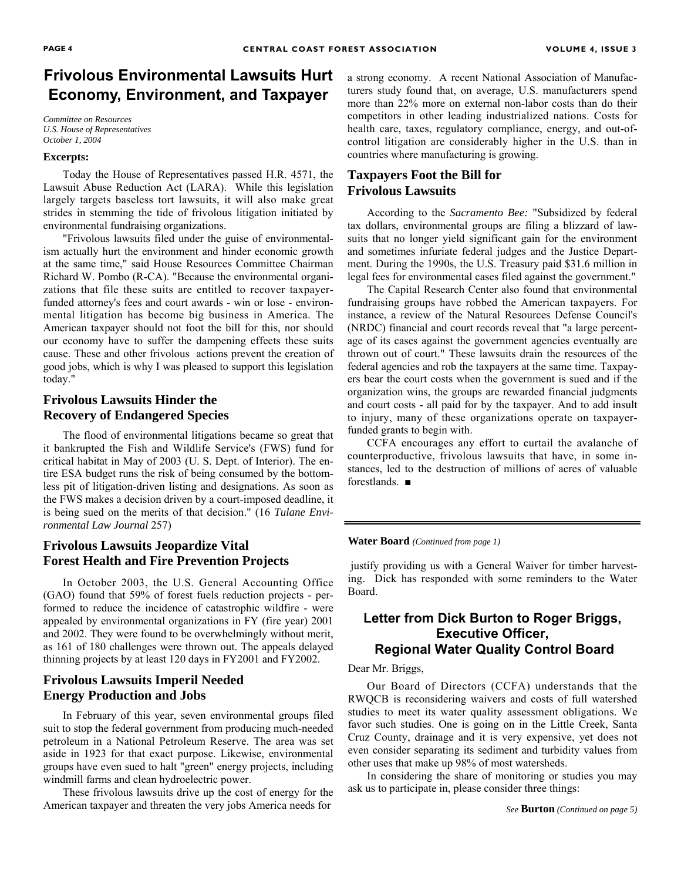# Frivolous Environmental Lawsuits Hurt Economy, Environment, and Taxpayer

*Committee on Resources*
*U.S. House of Representatives*
*October 1, 2004*

**Excerpts:**

Today the House of Representatives passed H.R. 4571, the Lawsuit Abuse Reduction Act (LARA). While this legislation largely targets baseless tort lawsuits, it will also make great strides in stemming the tide of frivolous litigation initiated by environmental fundraising organizations.

"Frivolous lawsuits filed under the guise of environmentalism actually hurt the environment and hinder economic growth at the same time," said House Resources Committee Chairman Richard W. Pombo (R-CA). "Because the environmental organizations that file these suits are entitled to recover taxpayer-funded attorney's fees and court awards - win or lose - environmental litigation has become big business in America. The American taxpayer should not foot the bill for this, nor should our economy have to suffer the dampening effects these suits cause. These and other frivolous actions prevent the creation of good jobs, which is why I was pleased to support this legislation today."

## Frivolous Lawsuits Hinder the Recovery of Endangered Species

The flood of environmental litigations became so great that it bankrupted the Fish and Wildlife Service's (FWS) fund for critical habitat in May of 2003 (U. S. Dept. of Interior). The entire ESA budget runs the risk of being consumed by the bottomless pit of litigation-driven listing and designations. As soon as the FWS makes a decision driven by a court-imposed deadline, it is being sued on the merits of that decision." (16 *Tulane Environmental Law Journal* 257)

## Frivolous Lawsuits Jeopardize Vital Forest Health and Fire Prevention Projects

In October 2003, the U.S. General Accounting Office (GAO) found that 59% of forest fuels reduction projects - performed to reduce the incidence of catastrophic wildfire - were appealed by environmental organizations in FY (fire year) 2001 and 2002. They were found to be overwhelmingly without merit, as 161 of 180 challenges were thrown out. The appeals delayed thinning projects by at least 120 days in FY2001 and FY2002.

## Frivolous Lawsuits Imperil Needed Energy Production and Jobs

In February of this year, seven environmental groups filed suit to stop the federal government from producing much-needed petroleum in a National Petroleum Reserve. The area was set aside in 1923 for that exact purpose. Likewise, environmental groups have even sued to halt "green" energy projects, including windmill farms and clean hydroelectric power.

These frivolous lawsuits drive up the cost of energy for the American taxpayer and threaten the very jobs America needs for a strong economy. A recent National Association of Manufacturers study found that, on average, U.S. manufacturers spend more than 22% more on external non-labor costs than do their competitors in other leading industrialized nations. Costs for health care, taxes, regulatory compliance, energy, and out-of-control litigation are considerably higher in the U.S. than in countries where manufacturing is growing.

## Taxpayers Foot the Bill for Frivolous Lawsuits

According to the *Sacramento Bee:* "Subsidized by federal tax dollars, environmental groups are filing a blizzard of lawsuits that no longer yield significant gain for the environment and sometimes infuriate federal judges and the Justice Department. During the 1990s, the U.S. Treasury paid $31.6 million in legal fees for environmental cases filed against the government."

The Capital Research Center also found that environmental fundraising groups have robbed the American taxpayers. For instance, a review of the Natural Resources Defense Council's (NRDC) financial and court records reveal that "a large percentage of its cases against the government agencies eventually are thrown out of court." These lawsuits drain the resources of the federal agencies and rob the taxpayers at the same time. Taxpayers bear the court costs when the government is sued and if the organization wins, the groups are rewarded financial judgments and court costs - all paid for by the taxpayer. And to add insult to injury, many of these organizations operate on taxpayer-funded grants to begin with.

CCFA encourages any effort to curtail the avalanche of counterproductive, frivolous lawsuits that have, in some instances, led to the destruction of millions of acres of valuable forestlands. ■

---

**Water Board** *(Continued from page 1)*

justify providing us with a General Waiver for timber harvesting. Dick has responded with some reminders to the Water Board.

## Letter from Dick Burton to Roger Briggs, Executive Officer, Regional Water Quality Control Board

Dear Mr. Briggs,

Our Board of Directors (CCFA) understands that the RWQCB is reconsidering waivers and costs of full watershed studies to meet its water quality assessment obligations. We favor such studies. One is going on in the Little Creek, Santa Cruz County, drainage and it is very expensive, yet does not even consider separating its sediment and turbidity values from other uses that make up 98% of most watersheds.

In considering the share of monitoring or studies you may ask us to participate in, please consider three things:

*See* **Burton** *(Continued on page 5)*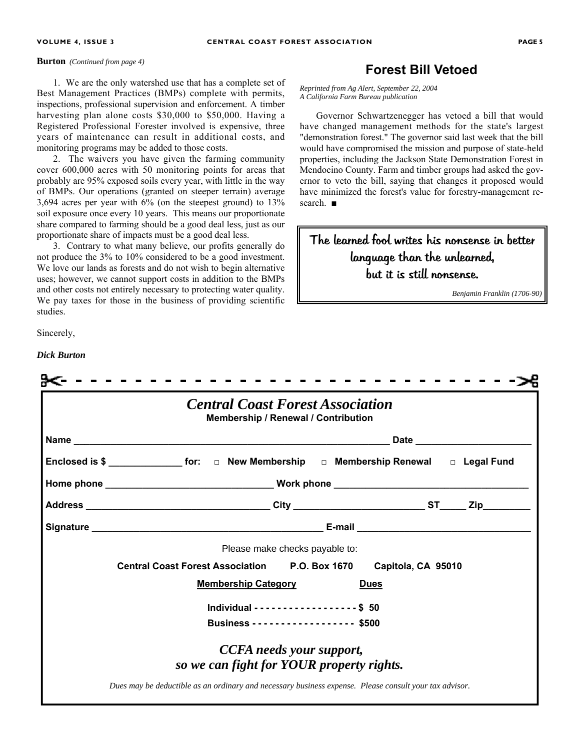**Burton** *(Continued from page 4)*

1. We are the only watershed use that has a complete set of Best Management Practices (BMPs) complete with permits, inspections, professional supervision and enforcement. A timber harvesting plan alone costs $30,000 to $50,000. Having a Registered Professional Forester involved is expensive, three years of maintenance can result in additional costs, and monitoring programs may be added to those costs.

2. The waivers you have given the farming community cover 600,000 acres with 50 monitoring points for areas that probably are 95% exposed soils every year, with little in the way of BMPs. Our operations (granted on steeper terrain) average 3,694 acres per year with 6% (on the steepest ground) to 13% soil exposure once every 10 years. This means our proportionate share compared to farming should be a good deal less, just as our proportionate share of impacts must be a good deal less.

3. Contrary to what many believe, our profits generally do not produce the 3% to 10% considered to be a good investment. We love our lands as forests and do not wish to begin alternative uses; however, we cannot support costs in addition to the BMPs and other costs not entirely necessary to protecting water quality. We pay taxes for those in the business of providing scientific studies.

Sincerely,

***Dick Burton***

## Forest Bill Vetoed

*Reprinted from Ag Alert, September 22, 2004*
*A California Farm Bureau publication*

Governor Schwartzenegger has vetoed a bill that would have changed management methods for the state's largest "demonstration forest." The governor said last week that the bill would have compromised the mission and purpose of state-held properties, including the Jackson State Demonstration Forest in Mendocino County. Farm and timber groups had asked the governor to veto the bill, saying that changes it proposed would have minimized the forest's value for forestry-management research. ■

> The learned fool writes his nonsense in better language than the unlearned, but it is still nonsense.
>
> *Benjamin Franklin (1706-90)*

---

## *Central Coast Forest Association*

**Membership / Renewal / Contribution**

**Name** ______________________________ **Date** ______________

**Enclosed is $** __________ **for:** □ **New Membership** □ **Membership Renewal** □ **Legal Fund**

**Home phone** ______________________ **Work phone** ______________________

**Address** ______________________ **City** ________________ **ST**_____ **Zip**_________

**Signature** ______________________________ **E-mail** ______________________

Please make checks payable to:

**Central Coast Forest Association P.O. Box 1670 Capitola, CA 95010**

| **Membership Category** | **Dues** |
|---|---|
| **Individual** | **$ 50** |
| **Business** | **$500** |

***CCFA needs your support, so we can fight for YOUR property rights.***

*Dues may be deductible as an ordinary and necessary business expense. Please consult your tax advisor.*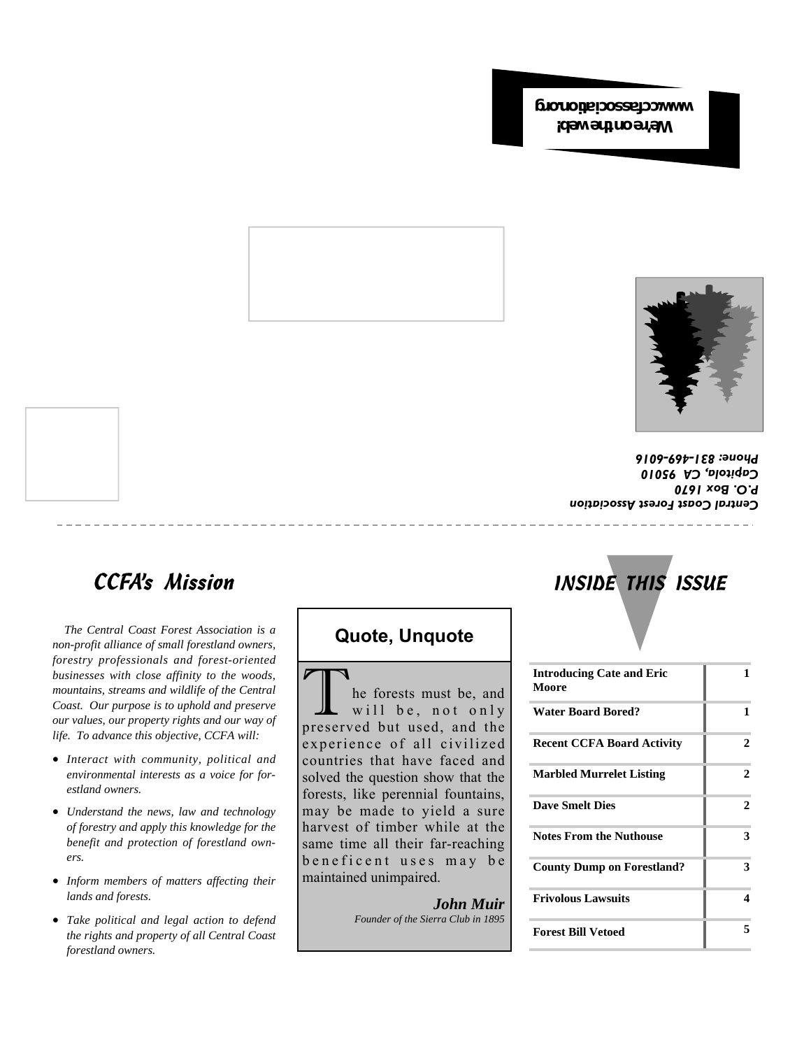**We're on the web!**
**www.ccfassociation.org**

*Central Coast Forest Association*
*P.O. Box 1670*
*Capitola, CA 95010*
*Phone: 831-469-6016*

## CCFA's Mission

*The Central Coast Forest Association is a non-profit alliance of small forestland owners, forestry professionals and forest-oriented businesses with close affinity to the woods, mountains, streams and wildlife of the Central Coast. Our purpose is to uphold and preserve our values, our property rights and our way of life. To advance this objective, CCFA will:*

- *Interact with community, political and environmental interests as a voice for forestland owners.*
- *Understand the news, law and technology of forestry and apply this knowledge for the benefit and protection of forestland owners.*
- *Inform members of matters affecting their lands and forests.*
- *Take political and legal action to defend the rights and property of all Central Coast forestland owners.*

## Quote, Unquote

The forests must be, and will be, not only preserved but used, and the experience of all civilized countries that have faced and solved the question show that the forests, like perennial fountains, may be made to yield a sure harvest of timber while at the same time all their far-reaching beneficent uses may be maintained unimpaired.

***John Muir***
*Founder of the Sierra Club in 1895*

## INSIDE THIS ISSUE

| | |
|---|---|
| **Introducing Cate and Eric Moore** | **1** |
| **Water Board Bored?** | **1** |
| **Recent CCFA Board Activity** | **2** |
| **Marbled Murrelet Listing** | **2** |
| **Dave Smelt Dies** | **2** |
| **Notes From the Nuthouse** | **3** |
| **County Dump on Forestland?** | **3** |
| **Frivolous Lawsuits** | **4** |
| **Forest Bill Vetoed** | **5** |